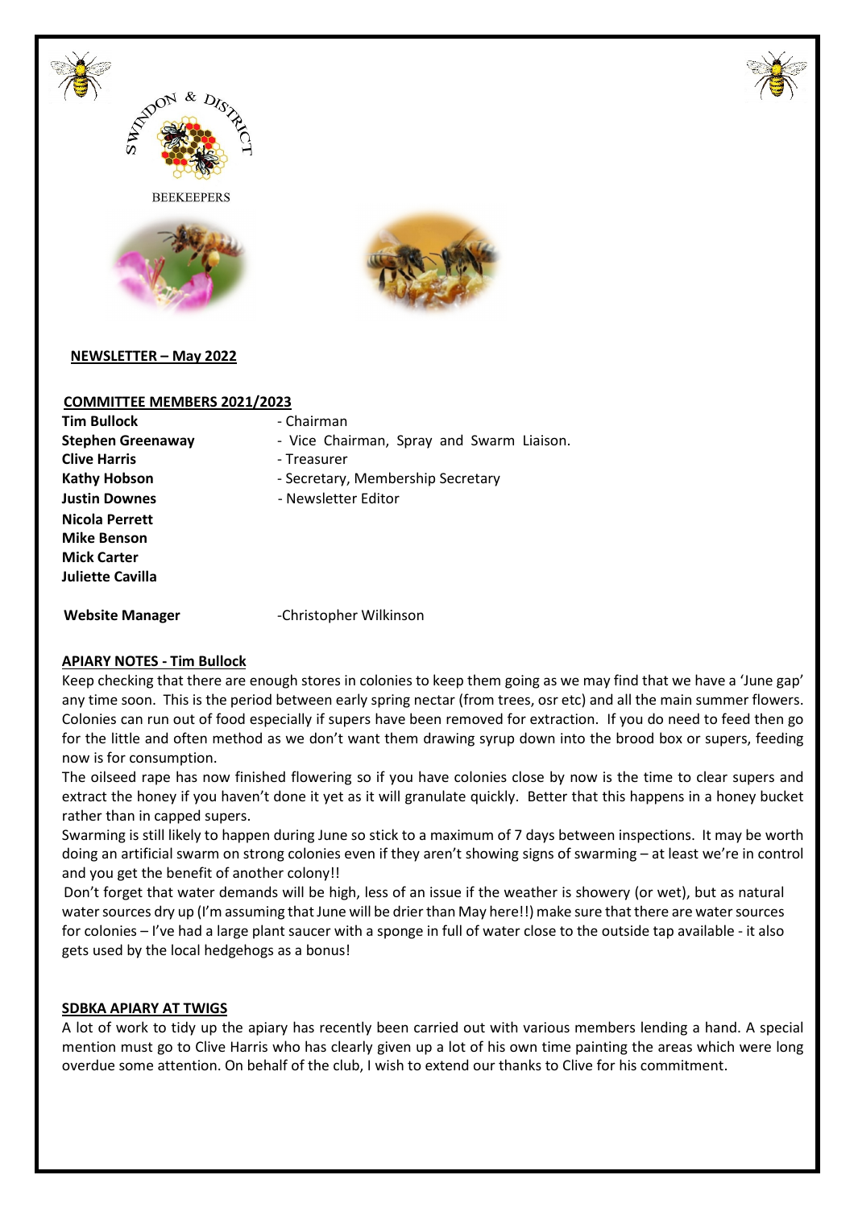SWINDON & DISTRICT

BEEKEEPERS

**NEWSLETTER – May 2022**

**COMMITTEE MEMBERS 2021/2023**

**Tim Bullock** - Chairman
**Stephen Greenaway** - Vice Chairman, Spray and Swarm Liaison.
**Clive Harris** - Treasurer
**Kathy Hobson** - Secretary, Membership Secretary
**Justin Downes** - Newsletter Editor
**Nicola Perrett**
**Mike Benson**
**Mick Carter**
**Juliette Cavilla**

**Website Manager** -Christopher Wilkinson

## APIARY NOTES - Tim Bullock

Keep checking that there are enough stores in colonies to keep them going as we may find that we have a 'June gap' any time soon. This is the period between early spring nectar (from trees, osr etc) and all the main summer flowers. Colonies can run out of food especially if supers have been removed for extraction. If you do need to feed then go for the little and often method as we don't want them drawing syrup down into the brood box or supers, feeding now is for consumption.

The oilseed rape has now finished flowering so if you have colonies close by now is the time to clear supers and extract the honey if you haven't done it yet as it will granulate quickly. Better that this happens in a honey bucket rather than in capped supers.

Swarming is still likely to happen during June so stick to a maximum of 7 days between inspections. It may be worth doing an artificial swarm on strong colonies even if they aren't showing signs of swarming – at least we're in control and you get the benefit of another colony!!

Don't forget that water demands will be high, less of an issue if the weather is showery (or wet), but as natural water sources dry up (I'm assuming that June will be drier than May here!!) make sure that there are water sources for colonies – I've had a large plant saucer with a sponge in full of water close to the outside tap available - it also gets used by the local hedgehogs as a bonus!

## SDBKA APIARY AT TWIGS

A lot of work to tidy up the apiary has recently been carried out with various members lending a hand. A special mention must go to Clive Harris who has clearly given up a lot of his own time painting the areas which were long overdue some attention. On behalf of the club, I wish to extend our thanks to Clive for his commitment.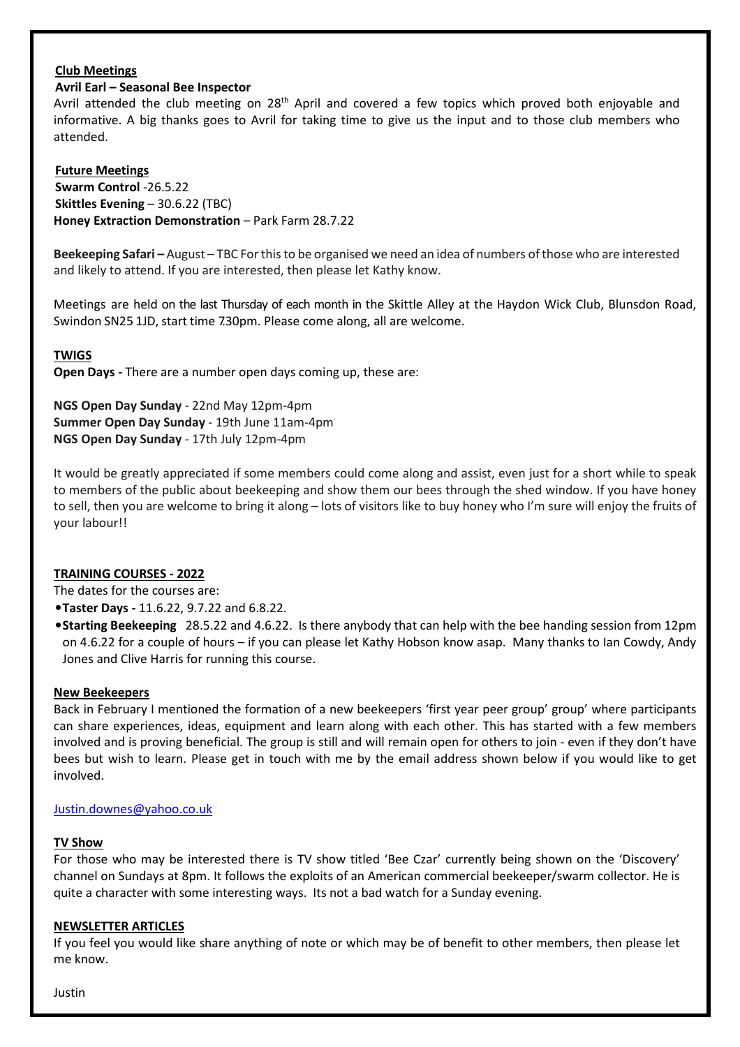## Club Meetings

**Avril Earl – Seasonal Bee Inspector**

Avril attended the club meeting on 28th April and covered a few topics which proved both enjoyable and informative. A big thanks goes to Avril for taking time to give us the input and to those club members who attended.

## Future Meetings

**Swarm Control** -26.5.22
**Skittles Evening** – 30.6.22 (TBC)
**Honey Extraction Demonstration** – Park Farm 28.7.22

**Beekeeping Safari –** August – TBC For this to be organised we need an idea of numbers of those who are interested and likely to attend. If you are interested, then please let Kathy know.

Meetings are held on the last Thursday of each month in the Skittle Alley at the Haydon Wick Club, Blunsdon Road, Swindon SN25 1JD, start time 7.30pm. Please come along, all are welcome.

## TWIGS

**Open Days -** There are a number open days coming up, these are:

**NGS Open Day Sunday** - 22nd May 12pm-4pm
**Summer Open Day Sunday** - 19th June 11am-4pm
**NGS Open Day Sunday** - 17th July 12pm-4pm

It would be greatly appreciated if some members could come along and assist, even just for a short while to speak to members of the public about beekeeping and show them our bees through the shed window. If you have honey to sell, then you are welcome to bring it along – lots of visitors like to buy honey who I'm sure will enjoy the fruits of your labour!!

## TRAINING COURSES - 2022

The dates for the courses are:

- **Taster Days -** 11.6.22, 9.7.22 and 6.8.22.
- **Starting Beekeeping** 28.5.22 and 4.6.22. Is there anybody that can help with the bee handing session from 12pm on 4.6.22 for a couple of hours – if you can please let Kathy Hobson know asap. Many thanks to Ian Cowdy, Andy Jones and Clive Harris for running this course.

## New Beekeepers

Back in February I mentioned the formation of a new beekeepers 'first year peer group' group' where participants can share experiences, ideas, equipment and learn along with each other. This has started with a few members involved and is proving beneficial. The group is still and will remain open for others to join - even if they don't have bees but wish to learn. Please get in touch with me by the email address shown below if you would like to get involved.

Justin.downes@yahoo.co.uk

## TV Show

For those who may be interested there is TV show titled 'Bee Czar' currently being shown on the 'Discovery' channel on Sundays at 8pm. It follows the exploits of an American commercial beekeeper/swarm collector. He is quite a character with some interesting ways. Its not a bad watch for a Sunday evening.

## NEWSLETTER ARTICLES

If you feel you would like share anything of note or which may be of benefit to other members, then please let me know.

Justin